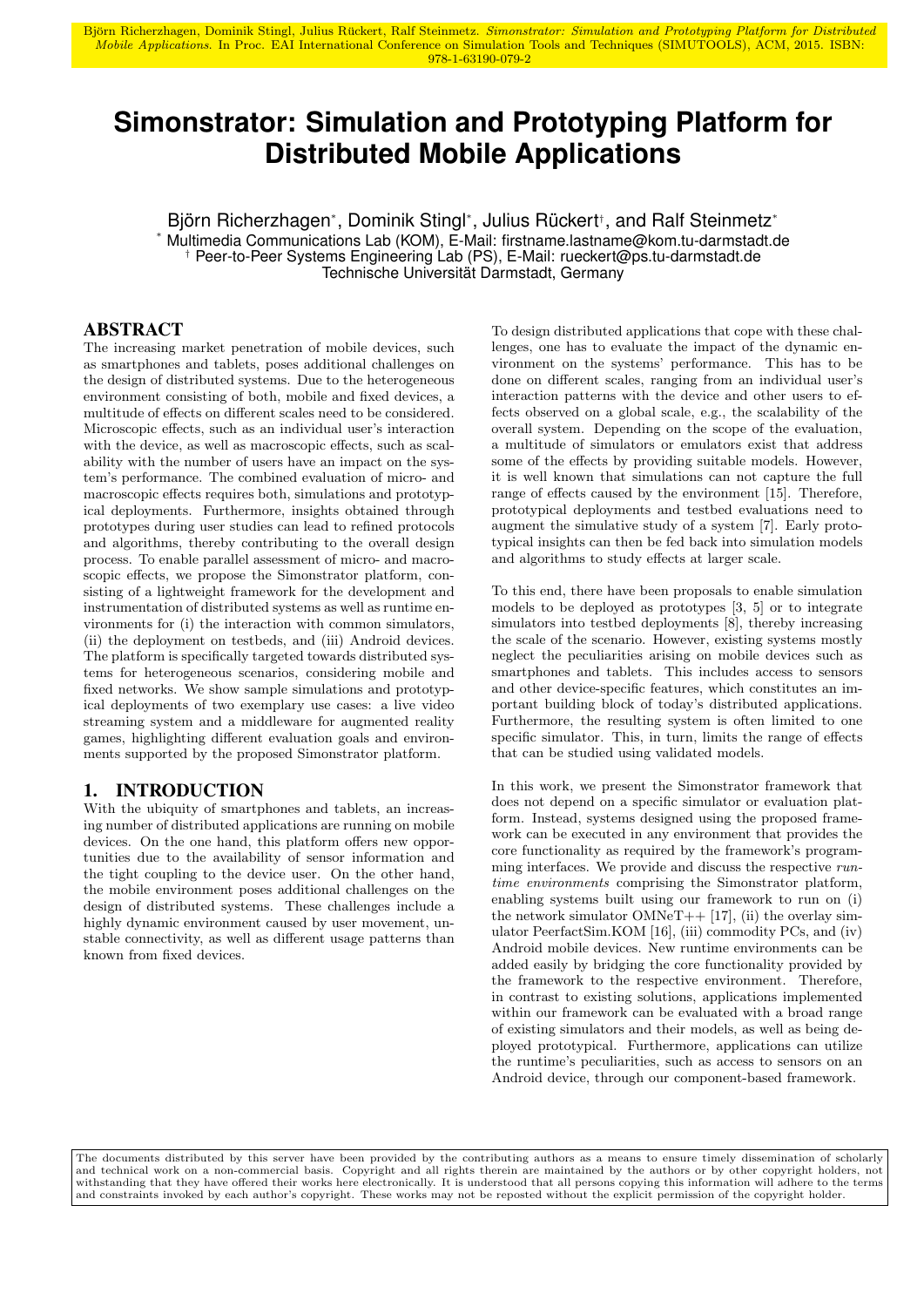Björn Richerzhagen, Dominik Stingl, Julius Rückert, Ralf Steinmetz. *Simonstrator: Simulation and Prototyping Platform for Distributed Mobile Applications.* In Proc. EAI International Conference on Simulation Tools and Techniques (SIMUTOOLS), ACM, 2015. ISBN: 978-1-63190-079-2

# Simonstrator: Simulation and Prototyping Platform for Distributed Mobile Applications

Björn Richerzhagen[*], Dominik Stingl[*], Julius Rückert[†], and Ralf Steinmetz[*]

[*] Multimedia Communications Lab (KOM), E-Mail: firstname.lastname@kom.tu-darmstadt.de
[†] Peer-to-Peer Systems Engineering Lab (PS), E-Mail: rueckert@ps.tu-darmstadt.de
Technische Universität Darmstadt, Germany

## ABSTRACT

The increasing market penetration of mobile devices, such as smartphones and tablets, poses additional challenges on the design of distributed systems. Due to the heterogeneous environment consisting of both, mobile and fixed devices, a multitude of effects on different scales need to be considered. Microscopic effects, such as an individual user's interaction with the device, as well as macroscopic effects, such as scalability with the number of users have an impact on the system's performance. The combined evaluation of micro- and macroscopic effects requires both, simulations and prototypical deployments. Furthermore, insights obtained through prototypes during user studies can lead to refined protocols and algorithms, thereby contributing to the overall design process. To enable parallel assessment of micro- and macroscopic effects, we propose the Simonstrator platform, consisting of a lightweight framework for the development and instrumentation of distributed systems as well as runtime environments for (i) the interaction with common simulators, (ii) the deployment on testbeds, and (iii) Android devices. The platform is specifically targeted towards distributed systems for heterogeneous scenarios, considering mobile and fixed networks. We show sample simulations and prototypical deployments of two exemplary use cases: a live video streaming system and a middleware for augmented reality games, highlighting different evaluation goals and environments supported by the proposed Simonstrator platform.

## 1. INTRODUCTION

With the ubiquity of smartphones and tablets, an increasing number of distributed applications are running on mobile devices. On the one hand, this platform offers new opportunities due to the availability of sensor information and the tight coupling to the device user. On the other hand, the mobile environment poses additional challenges on the design of distributed systems. These challenges include a highly dynamic environment caused by user movement, unstable connectivity, as well as different usage patterns than known from fixed devices.

To design distributed applications that cope with these challenges, one has to evaluate the impact of the dynamic environment on the systems' performance. This has to be done on different scales, ranging from an individual user's interaction patterns with the device and other users to effects observed on a global scale, e.g., the scalability of the overall system. Depending on the scope of the evaluation, a multitude of simulators or emulators exist that address some of the effects by providing suitable models. However, it is well known that simulations can not capture the full range of effects caused by the environment [15]. Therefore, prototypical deployments and testbed evaluations need to augment the simulative study of a system [7]. Early prototypical insights can then be fed back into simulation models and algorithms to study effects at larger scale.

To this end, there have been proposals to enable simulation models to be deployed as prototypes [3, 5] or to integrate simulators into testbed deployments [8], thereby increasing the scale of the scenario. However, existing systems mostly neglect the peculiarities arising on mobile devices such as smartphones and tablets. This includes access to sensors and other device-specific features, which constitutes an important building block of today's distributed applications. Furthermore, the resulting system is often limited to one specific simulator. This, in turn, limits the range of effects that can be studied using validated models.

In this work, we present the Simonstrator framework that does not depend on a specific simulator or evaluation platform. Instead, systems designed using the proposed framework can be executed in any environment that provides the core functionality as required by the framework's programming interfaces. We provide and discuss the respective *runtime environments* comprising the Simonstrator platform, enabling systems built using our framework to run on (i) the network simulator OMNeT++ [17], (ii) the overlay simulator PeerfactSim.KOM [16], (iii) commodity PCs, and (iv) Android mobile devices. New runtime environments can be added easily by bridging the core functionality provided by the framework to the respective environment. Therefore, in contrast to existing solutions, applications implemented within our framework can be evaluated with a broad range of existing simulators and their models, as well as being deployed prototypical. Furthermore, applications can utilize the runtime's peculiarities, such as access to sensors on an Android device, through our component-based framework.

The documents distributed by this server have been provided by the contributing authors as a means to ensure timely dissemination of scholarly and technical work on a non-commercial basis. Copyright and all rights therein are maintained by the authors or by other copyright holders, not withstanding that they have offered their works here electronically. It is understood that all persons copying this information will adhere to the terms and constraints invoked by each author's copyright. These works may not be reposted without the explicit permission of the copyright holder.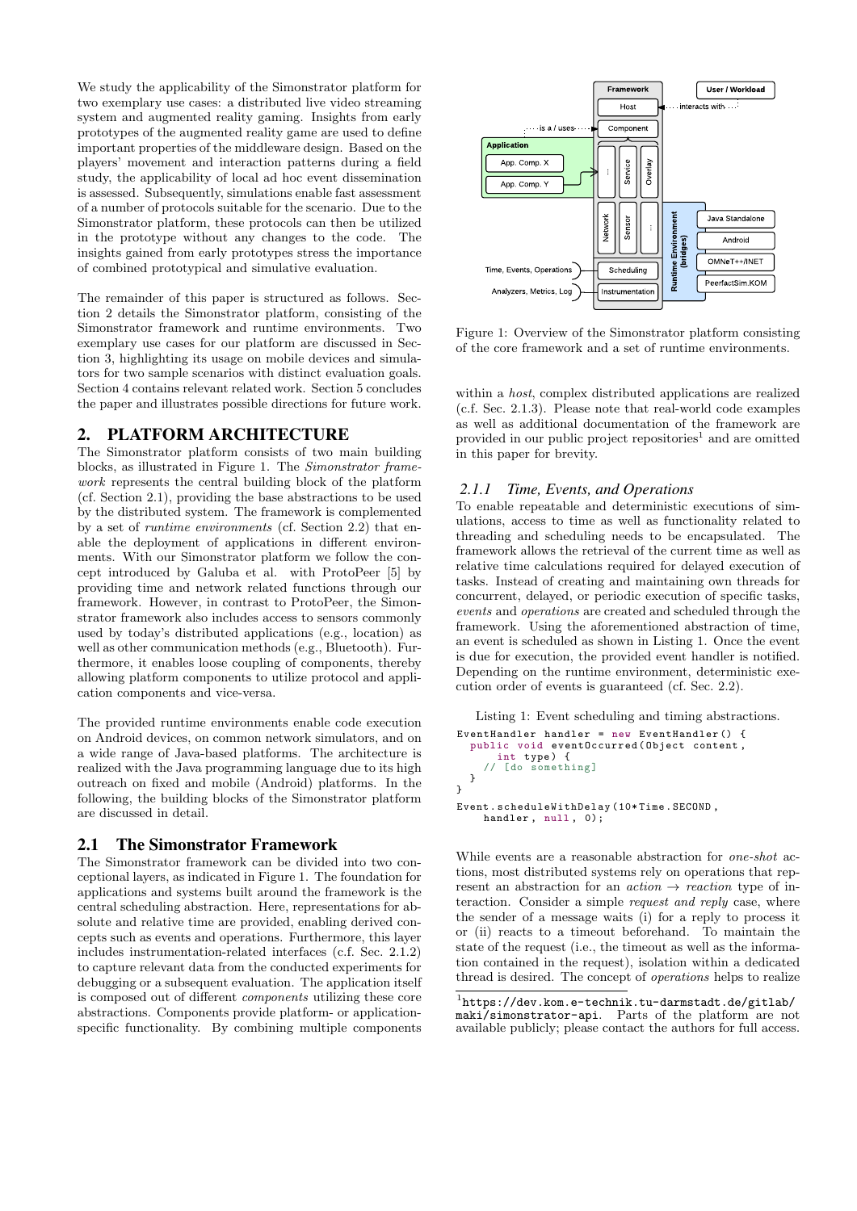We study the applicability of the Simonstrator platform for two exemplary use cases: a distributed live video streaming system and augmented reality gaming. Insights from early prototypes of the augmented reality game are used to define important properties of the middleware design. Based on the players' movement and interaction patterns during a field study, the applicability of local ad hoc event dissemination is assessed. Subsequently, simulations enable fast assessment of a number of protocols suitable for the scenario. Due to the Simonstrator platform, these protocols can then be utilized in the prototype without any changes to the code. The insights gained from early prototypes stress the importance of combined prototypical and simulative evaluation.

The remainder of this paper is structured as follows. Section 2 details the Simonstrator platform, consisting of the Simonstrator framework and runtime environments. Two exemplary use cases for our platform are discussed in Section 3, highlighting its usage on mobile devices and simulators for two sample scenarios with distinct evaluation goals. Section 4 contains relevant related work. Section 5 concludes the paper and illustrates possible directions for future work.

## 2. PLATFORM ARCHITECTURE

The Simonstrator platform consists of two main building blocks, as illustrated in Figure 1. The *Simonstrator framework* represents the central building block of the platform (cf. Section 2.1), providing the base abstractions to be used by the distributed system. The framework is complemented by a set of *runtime environments* (cf. Section 2.2) that enable the deployment of applications in different environments. With our Simonstrator platform we follow the concept introduced by Galuba et al. with ProtoPeer [5] by providing time and network related functions through our framework. However, in contrast to ProtoPeer, the Simonstrator framework also includes access to sensors commonly used by today's distributed applications (e.g., location) as well as other communication methods (e.g., Bluetooth). Furthermore, it enables loose coupling of components, thereby allowing platform components to utilize protocol and application components and vice-versa.

The provided runtime environments enable code execution on Android devices, on common network simulators, and on a wide range of Java-based platforms. The architecture is realized with the Java programming language due to its high outreach on fixed and mobile (Android) platforms. In the following, the building blocks of the Simonstrator platform are discussed in detail.

### 2.1 The Simonstrator Framework

The Simonstrator framework can be divided into two conceptional layers, as indicated in Figure 1. The foundation for applications and systems built around the framework is the central scheduling abstraction. Here, representations for absolute and relative time are provided, enabling derived concepts such as events and operations. Furthermore, this layer includes instrumentation-related interfaces (c.f. Sec. 2.1.2) to capture relevant data from the conducted experiments for debugging or a subsequent evaluation. The application itself is composed out of different *components* utilizing these core abstractions. Components provide platform- or application-specific functionality. By combining multiple components

Figure 1: Overview of the Simonstrator platform consisting of the core framework and a set of runtime environments.

within a *host*, complex distributed applications are realized (c.f. Sec. 2.1.3). Please note that real-world code examples as well as additional documentation of the framework are provided in our public project repositories[1] and are omitted in this paper for brevity.

#### 2.1.1 Time, Events, and Operations

To enable repeatable and deterministic executions of simulations, access to time as well as functionality related to threading and scheduling needs to be encapsulated. The framework allows the retrieval of the current time as well as relative time calculations required for delayed execution of tasks. Instead of creating and maintaining own threads for concurrent, delayed, or periodic execution of specific tasks, *events* and *operations* are created and scheduled through the framework. Using the aforementioned abstraction of time, an event is scheduled as shown in Listing 1. Once the event is due for execution, the provided event handler is notified. Depending on the runtime environment, deterministic execution order of events is guaranteed (cf. Sec. 2.2).

Listing 1: Event scheduling and timing abstractions.

```
EventHandler handler = new EventHandler() {
  public void eventOccurred(Object content,
      int type) {
    // [do something]
  }
}

Event.scheduleWithDelay(10*Time.SECOND,
    handler, null, 0);
```

While events are a reasonable abstraction for *one-shot* actions, most distributed systems rely on operations that represent an abstraction for an *action* → *reaction* type of interaction. Consider a simple *request and reply* case, where the sender of a message waits (i) for a reply to process it or (ii) reacts to a timeout beforehand. To maintain the state of the request (i.e., the timeout as well as the information contained in the request), isolation within a dedicated thread is desired. The concept of *operations* helps to realize

[1] https://dev.kom.e-technik.tu-darmstadt.de/gitlab/maki/simonstrator-api. Parts of the platform are not available publicly; please contact the authors for full access.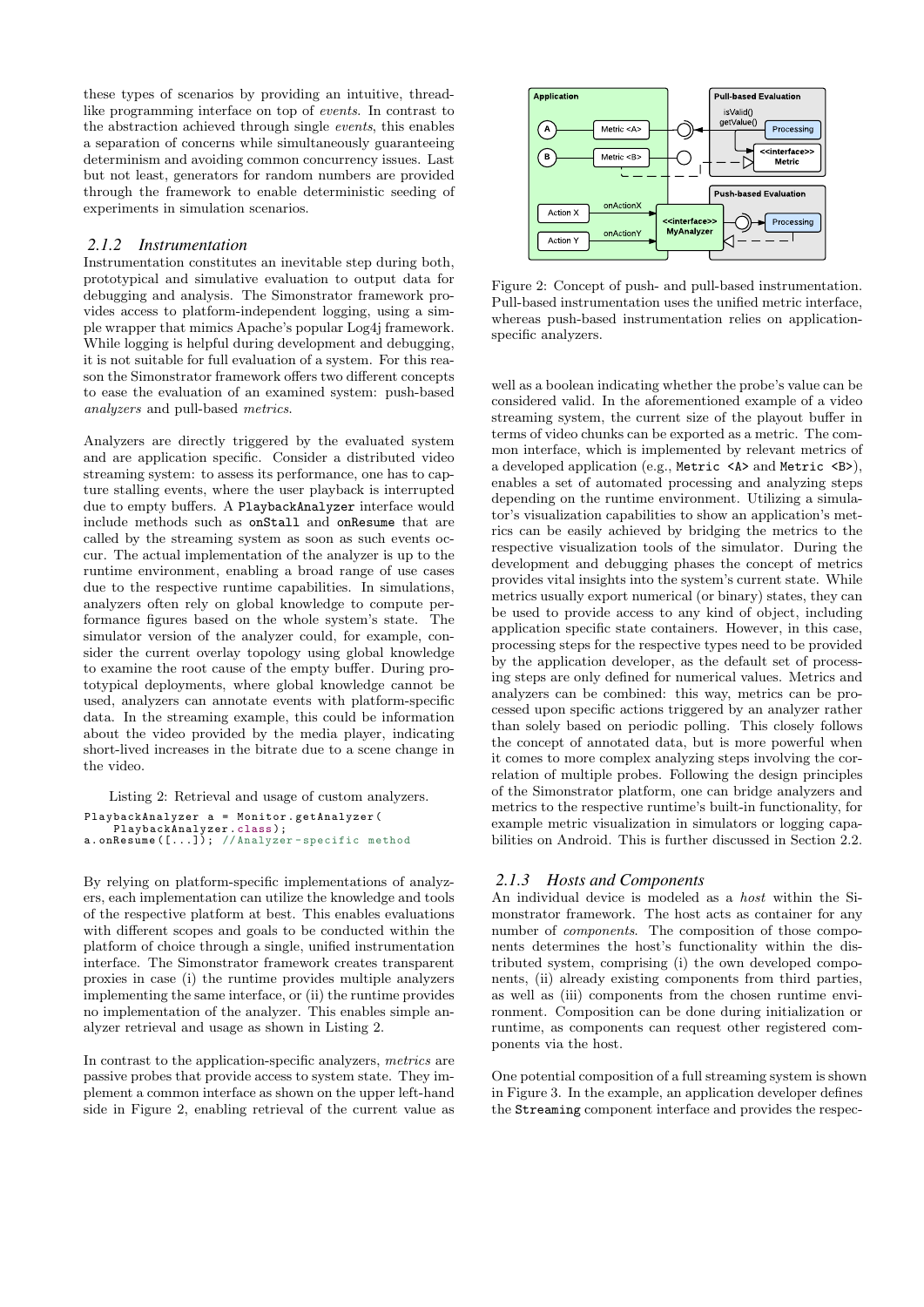these types of scenarios by providing an intuitive, thread-like programming interface on top of *events*. In contrast to the abstraction achieved through single *events*, this enables a separation of concerns while simultaneously guaranteeing determinism and avoiding common concurrency issues. Last but not least, generators for random numbers are provided through the framework to enable deterministic seeding of experiments in simulation scenarios.

### 2.1.2 Instrumentation

Instrumentation constitutes an inevitable step during both, prototypical and simulative evaluation to output data for debugging and analysis. The Simonstrator framework provides access to platform-independent logging, using a simple wrapper that mimics Apache's popular Log4j framework. While logging is helpful during development and debugging, it is not suitable for full evaluation of a system. For this reason the Simonstrator framework offers two different concepts to ease the evaluation of an examined system: push-based *analyzers* and pull-based *metrics*.

Analyzers are directly triggered by the evaluated system and are application specific. Consider a distributed video streaming system: to assess its performance, one has to capture stalling events, where the user playback is interrupted due to empty buffers. A `PlaybackAnalyzer` interface would include methods such as `onStall` and `onResume` that are called by the streaming system as soon as such events occur. The actual implementation of the analyzer is up to the runtime environment, enabling a broad range of use cases due to the respective runtime capabilities. In simulations, analyzers often rely on global knowledge to compute performance figures based on the whole system's state. The simulator version of the analyzer could, for example, consider the current overlay topology using global knowledge to examine the root cause of the empty buffer. During prototypical deployments, where global knowledge cannot be used, analyzers can annotate events with platform-specific data. In the streaming example, this could be information about the video provided by the media player, indicating short-lived increases in the bitrate due to a scene change in the video.

Listing 2: Retrieval and usage of custom analyzers.

```
PlaybackAnalyzer a = Monitor.getAnalyzer(
    PlaybackAnalyzer.class);
a.onResume([...]); //Analyzer-specific method
```

By relying on platform-specific implementations of analyzers, each implementation can utilize the knowledge and tools of the respective platform at best. This enables evaluations with different scopes and goals to be conducted within the platform of choice through a single, unified instrumentation interface. The Simonstrator framework creates transparent proxies in case (i) the runtime provides multiple analyzers implementing the same interface, or (ii) the runtime provides no implementation of the analyzer. This enables simple analyzer retrieval and usage as shown in Listing 2.

In contrast to the application-specific analyzers, *metrics* are passive probes that provide access to system state. They implement a common interface as shown on the upper left-hand side in Figure 2, enabling retrieval of the current value as

Figure 2: Concept of push- and pull-based instrumentation. Pull-based instrumentation uses the unified metric interface, whereas push-based instrumentation relies on application-specific analyzers.

well as a boolean indicating whether the probe's value can be considered valid. In the aforementioned example of a video streaming system, the current size of the playout buffer in terms of video chunks can be exported as a metric. The common interface, which is implemented by relevant metrics of a developed application (e.g., `Metric <A>` and `Metric <B>`), enables a set of automated processing and analyzing steps depending on the runtime environment. Utilizing a simulator's visualization capabilities to show an application's metrics can be easily achieved by bridging the metrics to the respective visualization tools of the simulator. During the development and debugging phases the concept of metrics provides vital insights into the system's current state. While metrics usually export numerical (or binary) states, they can be used to provide access to any kind of object, including application specific state containers. However, in this case, processing steps for the respective types need to be provided by the application developer, as the default set of processing steps are only defined for numerical values. Metrics and analyzers can be combined: this way, metrics can be processed upon specific actions triggered by an analyzer rather than solely based on periodic polling. This closely follows the concept of annotated data, but is more powerful when it comes to more complex analyzing steps involving the correlation of multiple probes. Following the design principles of the Simonstrator platform, one can bridge analyzers and metrics to the respective runtime's built-in functionality, for example metric visualization in simulators or logging capabilities on Android. This is further discussed in Section 2.2.

### 2.1.3 Hosts and Components

An individual device is modeled as a *host* within the Simonstrator framework. The host acts as container for any number of *components*. The composition of those components determines the host's functionality within the distributed system, comprising (i) the own developed components, (ii) already existing components from third parties, as well as (iii) components from the chosen runtime environment. Composition can be done during initialization or runtime, as components can request other registered components via the host.

One potential composition of a full streaming system is shown in Figure 3. In the example, an application developer defines the `Streaming` component interface and provides the respec-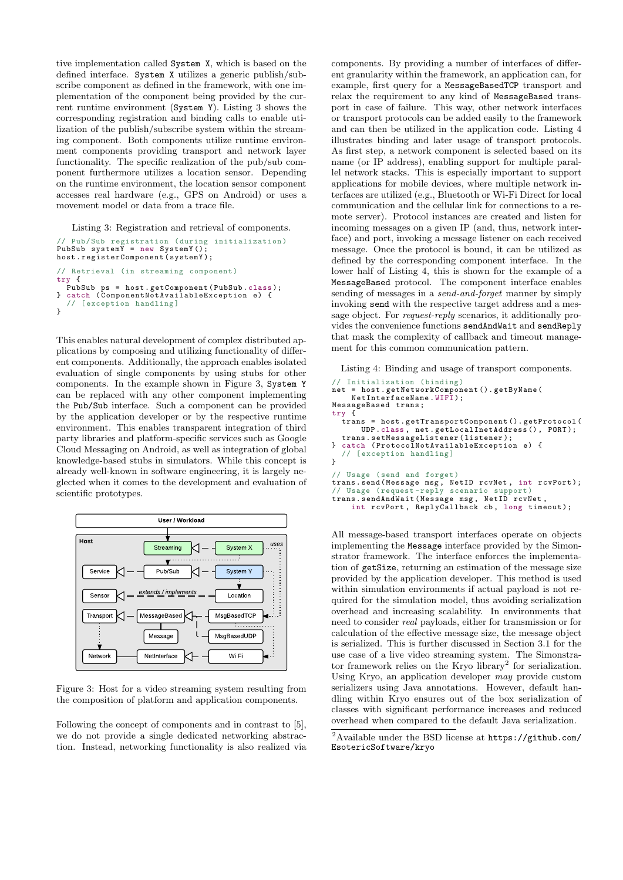tive implementation called System X, which is based on the defined interface. System X utilizes a generic publish/subscribe component as defined in the framework, with one implementation of the component being provided by the current runtime environment (System Y). Listing 3 shows the corresponding registration and binding calls to enable utilization of the publish/subscribe system within the streaming component. Both components utilize runtime environment components providing transport and network layer functionality. The specific realization of the pub/sub component furthermore utilizes a location sensor. Depending on the runtime environment, the location sensor component accesses real hardware (e.g., GPS on Android) or uses a movement model or data from a trace file.

Listing 3: Registration and retrieval of components.

```
// Pub/Sub registration (during initialization)
PubSub systemY = new SystemY();
host.registerComponent(systemY);

// Retrieval (in streaming component)
try {
  PubSub ps = host.getComponent(PubSub.class);
} catch (ComponentNotAvailableException e) {
  // [exception handling]
}
```

This enables natural development of complex distributed applications by composing and utilizing functionality of different components. Additionally, the approach enables isolated evaluation of single components by using stubs for other components. In the example shown in Figure 3, System Y can be replaced with any other component implementing the Pub/Sub interface. Such a component can be provided by the application developer or by the respective runtime environment. This enables transparent integration of third party libraries and platform-specific services such as Google Cloud Messaging on Android, as well as integration of global knowledge-based stubs in simulators. While this concept is already well-known in software engineering, it is largely neglected when it comes to the development and evaluation of scientific prototypes.

Figure 3: Host for a video streaming system resulting from the composition of platform and application components.

Following the concept of components and in contrast to [5], we do not provide a single dedicated networking abstraction. Instead, networking functionality is also realized via components. By providing a number of interfaces of different granularity within the framework, an application can, for example, first query for a MessageBasedTCP transport and relax the requirement to any kind of MessageBased transport in case of failure. This way, other network interfaces or transport protocols can be added easily to the framework and can then be utilized in the application code. Listing 4 illustrates binding and later usage of transport protocols. As first step, a network component is selected based on its name (or IP address), enabling support for multiple parallel network stacks. This is especially important to support applications for mobile devices, where multiple network interfaces are utilized (e.g., Bluetooth or Wi-Fi Direct for local communication and the cellular link for connections to a remote server). Protocol instances are created and listen for incoming messages on a given IP (and, thus, network interface) and port, invoking a message listener on each received message. Once the protocol is bound, it can be utilized as defined by the corresponding component interface. In the lower half of Listing 4, this is shown for the example of a MessageBased protocol. The component interface enables sending of messages in a *send-and-forget* manner by simply invoking send with the respective target address and a message object. For *request-reply* scenarios, it additionally provides the convenience functions sendAndWait and sendReply that mask the complexity of callback and timeout management for this common communication pattern.

Listing 4: Binding and usage of transport components.

```
// Initialization (binding)
net = host.getNetworkComponent().getByName(
    NetInterfaceName.WIFI);
MessageBased trans;
try {
  trans = host.getTransportComponent().getProtocol(
      UDP.class, net.getLocalInetAddress(), PORT);
  trans.setMessageListener(listener);
} catch (ProtocolNotAvailableException e) {
  // [exception handling]
}

// Usage (send and forget)
trans.send(Message msg, NetID rcvNet, int rcvPort);
// Usage (request-reply scenario support)
trans.sendAndWait(Message msg, NetID rcvNet,
    int rcvPort, ReplyCallback cb, long timeout);
```

All message-based transport interfaces operate on objects implementing the Message interface provided by the Simonstrator framework. The interface enforces the implementation of getSize, returning an estimation of the message size provided by the application developer. This method is used within simulation environments if actual payload is not required for the simulation model, thus avoiding serialization overhead and increasing scalability. In environments that need to consider *real* payloads, either for transmission or for calculation of the effective message size, the message object is serialized. This is further discussed in Section 3.1 for the use case of a live video streaming system. The Simonstrator framework relies on the Kryo library[2] for serialization. Using Kryo, an application developer *may* provide custom serializers using Java annotations. However, default handling within Kryo ensures out of the box serialization of classes with significant performance increases and reduced overhead when compared to the default Java serialization.

[2]Available under the BSD license at https://github.com/EsotericSoftware/kryo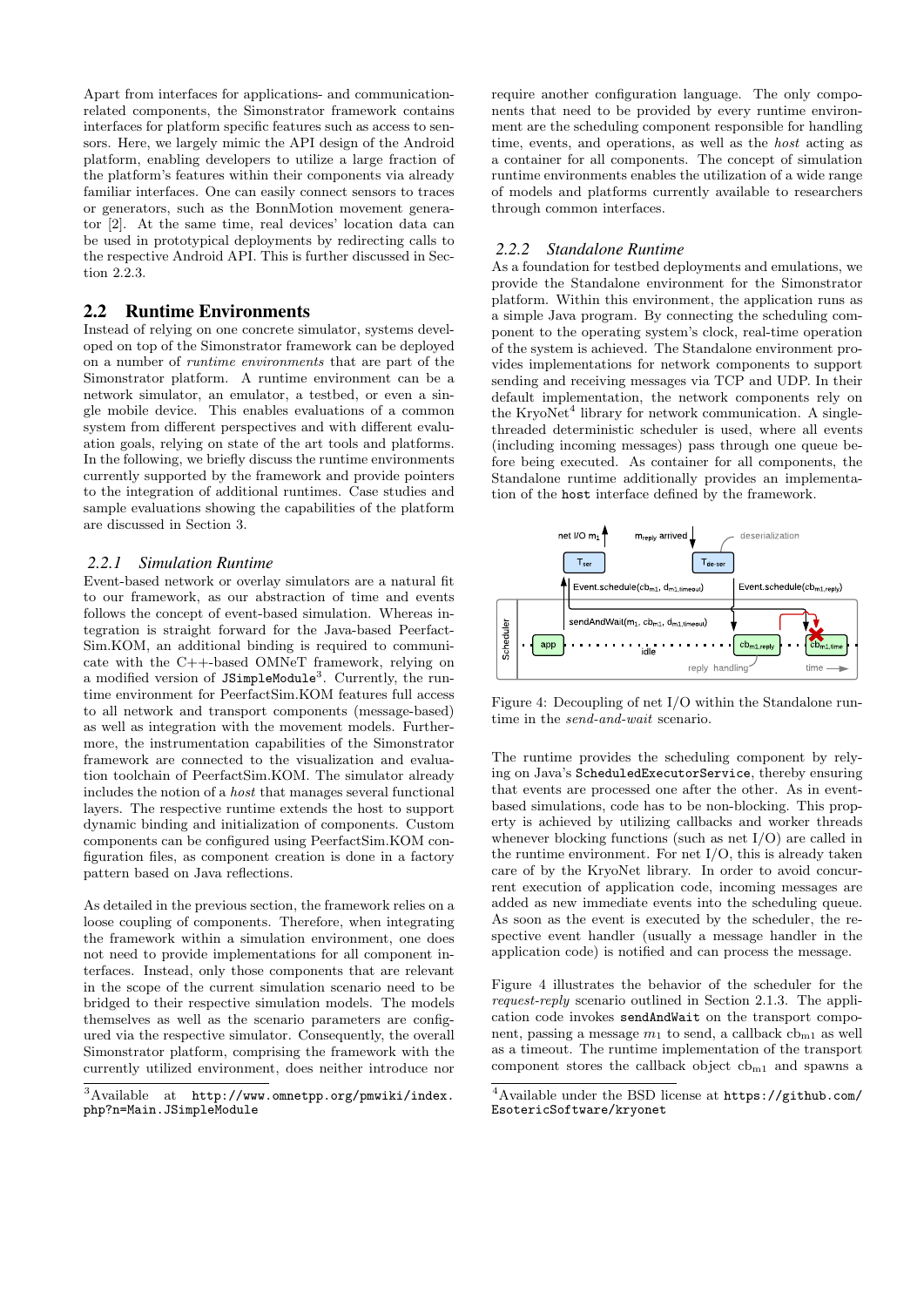Apart from interfaces for applications- and communication-related components, the Simonstrator framework contains interfaces for platform specific features such as access to sensors. Here, we largely mimic the API design of the Android platform, enabling developers to utilize a large fraction of the platform's features within their components via already familiar interfaces. One can easily connect sensors to traces or generators, such as the BonnMotion movement generator [2]. At the same time, real devices' location data can be used in prototypical deployments by redirecting calls to the respective Android API. This is further discussed in Section 2.2.3.

## 2.2 Runtime Environments

Instead of relying on one concrete simulator, systems developed on top of the Simonstrator framework can be deployed on a number of *runtime environments* that are part of the Simonstrator platform. A runtime environment can be a network simulator, an emulator, a testbed, or even a single mobile device. This enables evaluations of a common system from different perspectives and with different evaluation goals, relying on state of the art tools and platforms. In the following, we briefly discuss the runtime environments currently supported by the framework and provide pointers to the integration of additional runtimes. Case studies and sample evaluations showing the capabilities of the platform are discussed in Section 3.

### 2.2.1 Simulation Runtime

Event-based network or overlay simulators are a natural fit to our framework, as our abstraction of time and events follows the concept of event-based simulation. Whereas integration is straight forward for the Java-based PeerfactSim.KOM, an additional binding is required to communicate with the C++-based OMNeT framework, relying on a modified version of `JSimpleModule`[3]. Currently, the runtime environment for PeerfactSim.KOM features full access to all network and transport components (message-based) as well as integration with the movement models. Furthermore, the instrumentation capabilities of the Simonstrator framework are connected to the visualization and evaluation toolchain of PeerfactSim.KOM. The simulator already includes the notion of a *host* that manages several functional layers. The respective runtime extends the host to support dynamic binding and initialization of components. Custom components can be configured using PeerfactSim.KOM configuration files, as component creation is done in a factory pattern based on Java reflections.

As detailed in the previous section, the framework relies on a loose coupling of components. Therefore, when integrating the framework within a simulation environment, one does not need to provide implementations for all component interfaces. Instead, only those components that are relevant in the scope of the current simulation scenario need to be bridged to their respective simulation models. The models themselves as well as the scenario parameters are configured via the respective simulator. Consequently, the overall Simonstrator platform, comprising the framework with the currently utilized environment, does neither introduce nor require another configuration language. The only components that need to be provided by every runtime environment are the scheduling component responsible for handling time, events, and operations, as well as the *host* acting as a container for all components. The concept of simulation runtime environments enables the utilization of a wide range of models and platforms currently available to researchers through common interfaces.

### 2.2.2 Standalone Runtime

As a foundation for testbed deployments and emulations, we provide the Standalone environment for the Simonstrator platform. Within this environment, the application runs as a simple Java program. By connecting the scheduling component to the operating system's clock, real-time operation of the system is achieved. The Standalone environment provides implementations for network components to support sending and receiving messages via TCP and UDP. In their default implementation, the network components rely on the KryoNet[4] library for network communication. A single-threaded deterministic scheduler is used, where all events (including incoming messages) pass through one queue before being executed. As container for all components, the Standalone runtime additionally provides an implementation of the `host` interface defined by the framework.

Figure 4: Decoupling of net I/O within the Standalone runtime in the *send-and-wait* scenario.

The runtime provides the scheduling component by relying on Java's `ScheduledExecutorService`, thereby ensuring that events are processed one after the other. As in event-based simulations, code has to be non-blocking. This property is achieved by utilizing callbacks and worker threads whenever blocking functions (such as net I/O) are called in the runtime environment. For net I/O, this is already taken care of by the KryoNet library. In order to avoid concurrent execution of application code, incoming messages are added as new immediate events into the scheduling queue. As soon as the event is executed by the scheduler, the respective event handler (usually a message handler in the application code) is notified and can process the message.

Figure 4 illustrates the behavior of the scheduler for the *request-reply* scenario outlined in Section 2.1.3. The application code invokes `sendAndWait` on the transport component, passing a message $m_1$ to send, a callback $cb_{m1}$ as well as a timeout. The runtime implementation of the transport component stores the callback object $cb_{m1}$ and spawns a

[3] Available at `http://www.omnetpp.org/pmwiki/index.php?n=Main.JSimpleModule`

[4] Available under the BSD license at `https://github.com/EsotericSoftware/kryonet`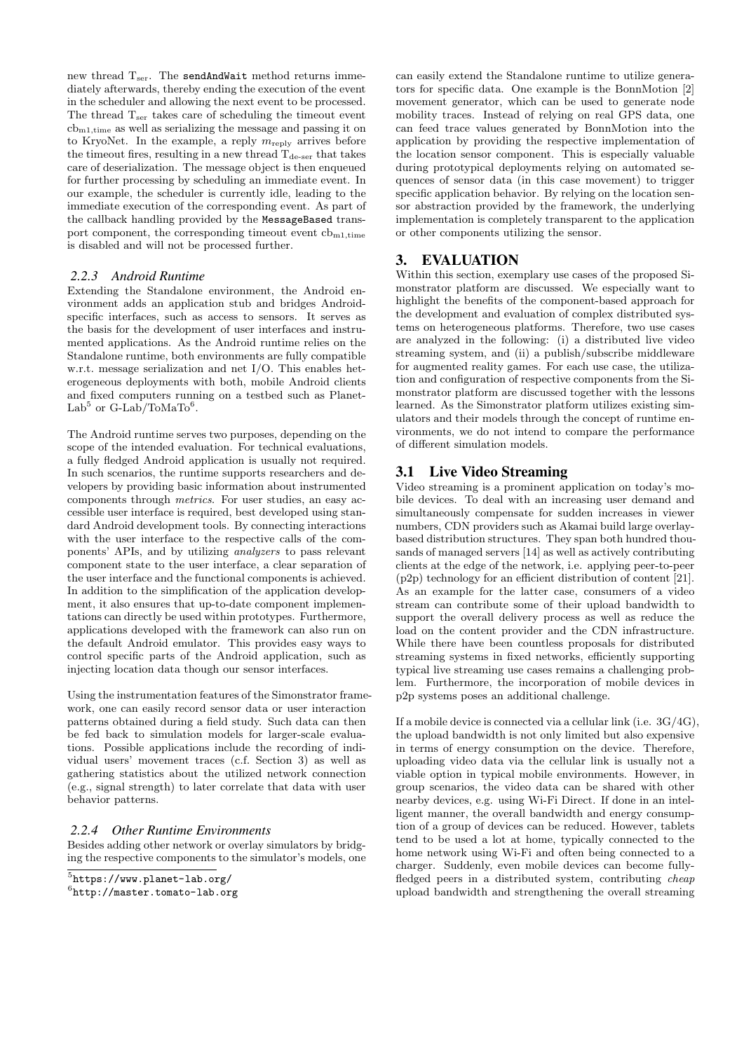new thread $T_{ser}$. The `sendAndWait` method returns immediately afterwards, thereby ending the execution of the event in the scheduler and allowing the next event to be processed. The thread $T_{ser}$ takes care of scheduling the timeout event $cb_{m1,time}$ as well as serializing the message and passing it on to KryoNet. In the example, a reply $m_{reply}$ arrives before the timeout fires, resulting in a new thread $T_{de\text{-}ser}$ that takes care of deserialization. The message object is then enqueued for further processing by scheduling an immediate event. In our example, the scheduler is currently idle, leading to the immediate execution of the corresponding event. As part of the callback handling provided by the `MessageBased` transport component, the corresponding timeout event $cb_{m1,time}$ is disabled and will not be processed further.

### 2.2.3 Android Runtime

Extending the Standalone environment, the Android environment adds an application stub and bridges Android-specific interfaces, such as access to sensors. It serves as the basis for the development of user interfaces and instrumented applications. As the Android runtime relies on the Standalone runtime, both environments are fully compatible w.r.t. message serialization and net I/O. This enables heterogeneous deployments with both, mobile Android clients and fixed computers running on a testbed such as PlanetLab[5] or G-Lab/ToMaTo[6].

The Android runtime serves two purposes, depending on the scope of the intended evaluation. For technical evaluations, a fully fledged Android application is usually not required. In such scenarios, the runtime supports researchers and developers by providing basic information about instrumented components through *metrics*. For user studies, an easy accessible user interface is required, best developed using standard Android development tools. By connecting interactions with the user interface to the respective calls of the components' APIs, and by utilizing *analyzers* to pass relevant component state to the user interface, a clear separation of the user interface and the functional components is achieved. In addition to the simplification of the application development, it also ensures that up-to-date component implementations can directly be used within prototypes. Furthermore, applications developed with the framework can also run on the default Android emulator. This provides easy ways to control specific parts of the Android application, such as injecting location data though our sensor interfaces.

Using the instrumentation features of the Simonstrator framework, one can easily record sensor data or user interaction patterns obtained during a field study. Such data can then be fed back to simulation models for larger-scale evaluations. Possible applications include the recording of individual users' movement traces (c.f. Section 3) as well as gathering statistics about the utilized network connection (e.g., signal strength) to later correlate that data with user behavior patterns.

### 2.2.4 Other Runtime Environments

Besides adding other network or overlay simulators by bridging the respective components to the simulator's models, one can easily extend the Standalone runtime to utilize generators for specific data. One example is the BonnMotion [2] movement generator, which can be used to generate node mobility traces. Instead of relying on real GPS data, one can feed trace values generated by BonnMotion into the application by providing the respective implementation of the location sensor component. This is especially valuable during prototypical deployments relying on automated sequences of sensor data (in this case movement) to trigger specific application behavior. By relying on the location sensor abstraction provided by the framework, the underlying implementation is completely transparent to the application or other components utilizing the sensor.

[5] https://www.planet-lab.org/

[6] http://master.tomato-lab.org

# 3. EVALUATION

Within this section, exemplary use cases of the proposed Simonstrator platform are discussed. We especially want to highlight the benefits of the component-based approach for the development and evaluation of complex distributed systems on heterogeneous platforms. Therefore, two use cases are analyzed in the following: (i) a distributed live video streaming system, and (ii) a publish/subscribe middleware for augmented reality games. For each use case, the utilization and configuration of respective components from the Simonstrator platform are discussed together with the lessons learned. As the Simonstrator platform utilizes existing simulators and their models through the concept of runtime environments, we do not intend to compare the performance of different simulation models.

## 3.1 Live Video Streaming

Video streaming is a prominent application on today's mobile devices. To deal with an increasing user demand and simultaneously compensate for sudden increases in viewer numbers, CDN providers such as Akamai build large overlay-based distribution structures. They span both hundred thousands of managed servers [14] as well as actively contributing clients at the edge of the network, i.e. applying peer-to-peer (p2p) technology for an efficient distribution of content [21]. As an example for the latter case, consumers of a video stream can contribute some of their upload bandwidth to support the overall delivery process as well as reduce the load on the content provider and the CDN infrastructure. While there have been countless proposals for distributed streaming systems in fixed networks, efficiently supporting typical live streaming use cases remains a challenging problem. Furthermore, the incorporation of mobile devices in p2p systems poses an additional challenge.

If a mobile device is connected via a cellular link (i.e. 3G/4G), the upload bandwidth is not only limited but also expensive in terms of energy consumption on the device. Therefore, uploading video data via the cellular link is usually not a viable option in typical mobile environments. However, in group scenarios, the video data can be shared with other nearby devices, e.g. using Wi-Fi Direct. If done in an intelligent manner, the overall bandwidth and energy consumption of a group of devices can be reduced. However, tablets tend to be used a lot at home, typically connected to the home network using Wi-Fi and often being connected to a charger. Suddenly, even mobile devices can become fully-fledged peers in a distributed system, contributing *cheap* upload bandwidth and strengthening the overall streaming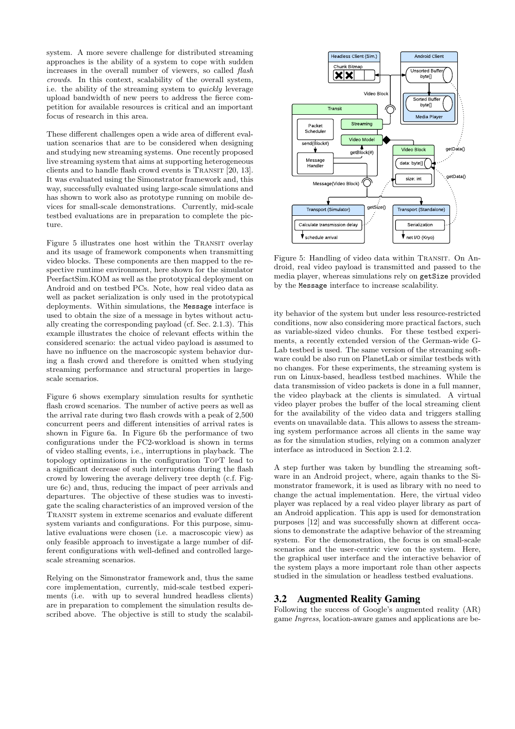system. A more severe challenge for distributed streaming approaches is the ability of a system to cope with sudden increases in the overall number of viewers, so called *flash crowds*. In this context, scalability of the overall system, i.e. the ability of the streaming system to *quickly* leverage upload bandwidth of new peers to address the fierce competition for available resources is critical and an important focus of research in this area.

These different challenges open a wide area of different evaluation scenarios that are to be considered when designing and studying new streaming systems. One recently proposed live streaming system that aims at supporting heterogeneous clients and to handle flash crowd events is Transit [20, 13]. It was evaluated using the Simonstrator framework and, this way, successfully evaluated using large-scale simulations and has shown to work also as prototype running on mobile devices for small-scale demonstrations. Currently, mid-scale testbed evaluations are in preparation to complete the picture.

Figure 5 illustrates one host within the Transit overlay and its usage of framework components when transmitting video blocks. These components are then mapped to the respective runtime environment, here shown for the simulator PeerfactSim.KOM as well as the prototypical deployment on Android and on testbed PCs. Note, how real video data as well as packet serialization is only used in the prototypical deployments. Within simulations, the `Message` interface is used to obtain the size of a message in bytes without actually creating the corresponding payload (cf. Sec. 2.1.3). This example illustrates the choice of relevant effects within the considered scenario: the actual video payload is assumed to have no influence on the macroscopic system behavior during a flash crowd and therefore is omitted when studying streaming performance and structural properties in large-scale scenarios.

Figure 6 shows exemplary simulation results for synthetic flash crowd scenarios. The number of active peers as well as the arrival rate during two flash crowds with a peak of 2,500 concurrent peers and different intensities of arrival rates is shown in Figure 6a. In Figure 6b the performance of two configurations under the FC2-workload is shown in terms of video stalling events, i.e., interruptions in playback. The topology optimizations in the configuration TopT lead to a significant decrease of such interruptions during the flash crowd by lowering the average delivery tree depth (c.f. Figure 6c) and, thus, reducing the impact of peer arrivals and departures. The objective of these studies was to investigate the scaling characteristics of an improved version of the Transit system in extreme scenarios and evaluate different system variants and configurations. For this purpose, simulative evaluations were chosen (i.e. a macroscopic view) as only feasible approach to investigate a large number of different configurations with well-defined and controlled large-scale streaming scenarios.

Relying on the Simonstrator framework and, thus the same core implementation, currently, mid-scale testbed experiments (i.e. with up to several hundred headless clients) are in preparation to complement the simulation results described above. The objective is still to study the scalability behavior of the system but under less resource-restricted conditions, now also considering more practical factors, such as variable-sized video chunks. For these testbed experiments, a recently extended version of the German-wide G-Lab testbed is used. The same version of the streaming software could be also run on PlanetLab or similar testbeds with no changes. For these experiments, the streaming system is run on Linux-based, headless testbed machines. While the data transmission of video packets is done in a full manner, the video playback at the clients is simulated. A virtual video player probes the buffer of the local streaming client for the availability of the video data and triggers stalling events on unavailable data. This allows to assess the streaming system performance across all clients in the same way as for the simulation studies, relying on a common analyzer interface as introduced in Section 2.1.2.

A step further was taken by bundling the streaming software in an Android project, where, again thanks to the Simonstrator framework, it is used as library with no need to change the actual implementation. Here, the virtual video player was replaced by a real video player library as part of an Android application. This app is used for demonstration purposes [12] and was successfully shown at different occasions to demonstrate the adaptive behavior of the streaming system. For the demonstration, the focus is on small-scale scenarios and the user-centric view on the system. Here, the graphical user interface and the interactive behavior of the system plays a more important role than other aspects studied in the simulation or headless testbed evaluations.

Figure 5: Handling of video data within Transit. On Android, real video payload is transmitted and passed to the media player, whereas simulations rely on `getSize` provided by the `Message` interface to increase scalability.

## 3.2 Augmented Reality Gaming

Following the success of Google's augmented reality (AR) game *Ingress*, location-aware games and applications are be-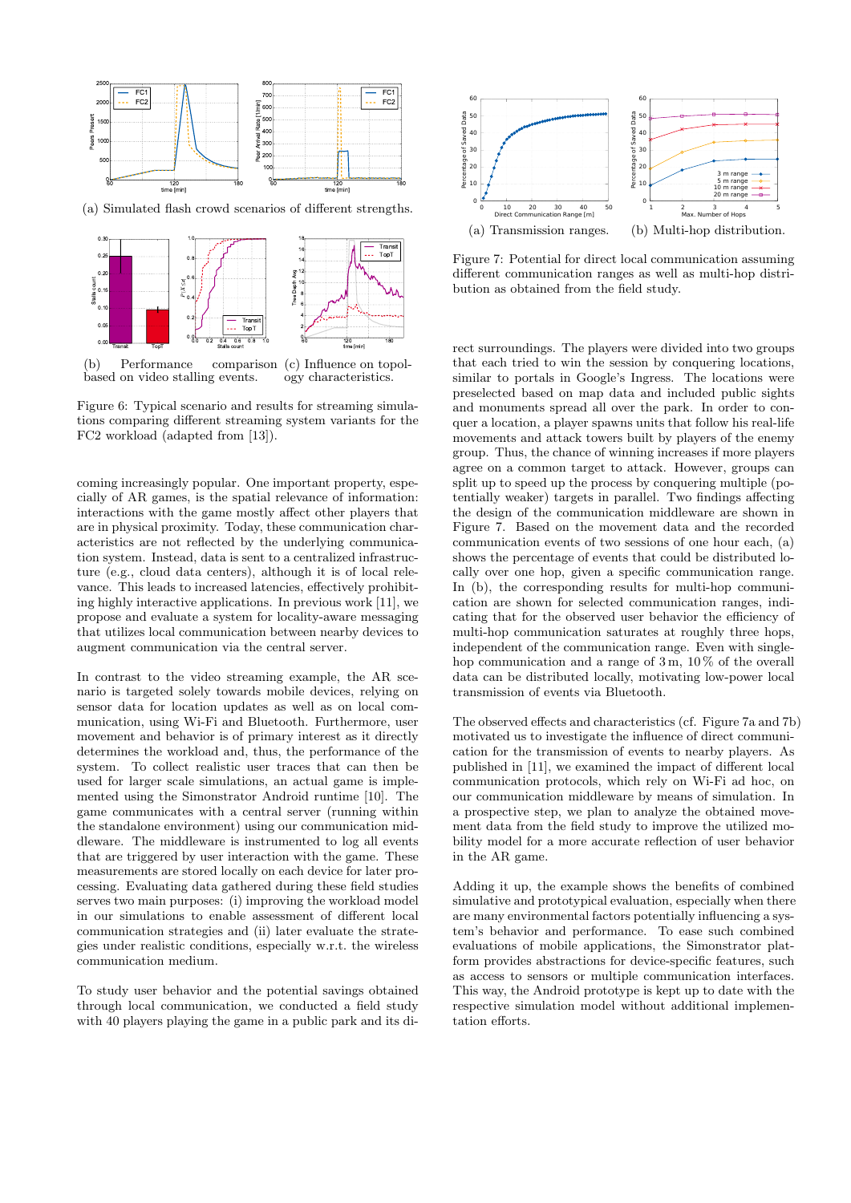(a) Simulated flash crowd scenarios of different strengths.

(b) Performance comparison based on video stalling events.

(c) Influence on topology characteristics.

Figure 6: Typical scenario and results for streaming simulations comparing different streaming system variants for the FC2 workload (adapted from [13]).

coming increasingly popular. One important property, especially of AR games, is the spatial relevance of information: interactions with the game mostly affect other players that are in physical proximity. Today, these communication characteristics are not reflected by the underlying communication system. Instead, data is sent to a centralized infrastructure (e.g., cloud data centers), although it is of local relevance. This leads to increased latencies, effectively prohibiting highly interactive applications. In previous work [11], we propose and evaluate a system for locality-aware messaging that utilizes local communication between nearby devices to augment communication via the central server.

In contrast to the video streaming example, the AR scenario is targeted solely towards mobile devices, relying on sensor data for location updates as well as on local communication, using Wi-Fi and Bluetooth. Furthermore, user movement and behavior is of primary interest as it directly determines the workload and, thus, the performance of the system. To collect realistic user traces that can then be used for larger scale simulations, an actual game is implemented using the Simonstrator Android runtime [10]. The game communicates with a central server (running within the standalone environment) using our communication middleware. The middleware is instrumented to log all events that are triggered by user interaction with the game. These measurements are stored locally on each device for later processing. Evaluating data gathered during these field studies serves two main purposes: (i) improving the workload model in our simulations to enable assessment of different local communication strategies and (ii) later evaluate the strategies under realistic conditions, especially w.r.t. the wireless communication medium.

To study user behavior and the potential savings obtained through local communication, we conducted a field study with 40 players playing the game in a public park and its direct surroundings. The players were divided into two groups that each tried to win the session by conquering locations, similar to portals in Google's Ingress. The locations were preselected based on map data and included public sights and monuments spread all over the park. In order to conquer a location, a player spawns units that follow his real-life movements and attack towers built by players of the enemy group. Thus, the chance of winning increases if more players agree on a common target to attack. However, groups can split up to speed up the process by conquering multiple (potentially weaker) targets in parallel. Two findings affecting the design of the communication middleware are shown in Figure 7. Based on the movement data and the recorded communication events of two sessions of one hour each, (a) shows the percentage of events that could be distributed locally over one hop, given a specific communication range. In (b), the corresponding results for multi-hop communication are shown for selected communication ranges, indicating that for the observed user behavior the efficiency of multi-hop communication saturates at roughly three hops, independent of the communication range. Even with single-hop communication and a range of 3 m, 10 % of the overall data can be distributed locally, motivating low-power local transmission of events via Bluetooth.

(a) Transmission ranges.

(b) Multi-hop distribution.

Figure 7: Potential for direct local communication assuming different communication ranges as well as multi-hop distribution as obtained from the field study.

The observed effects and characteristics (cf. Figure 7a and 7b) motivated us to investigate the influence of direct communication for the transmission of events to nearby players. As published in [11], we examined the impact of different local communication protocols, which rely on Wi-Fi ad hoc, on our communication middleware by means of simulation. In a prospective step, we plan to analyze the obtained movement data from the field study to improve the utilized mobility model for a more accurate reflection of user behavior in the AR game.

Adding it up, the example shows the benefits of combined simulative and prototypical evaluation, especially when there are many environmental factors potentially influencing a system's behavior and performance. To ease such combined evaluations of mobile applications, the Simonstrator platform provides abstractions for device-specific features, such as access to sensors or multiple communication interfaces. This way, the Android prototype is kept up to date with the respective simulation model without additional implementation efforts.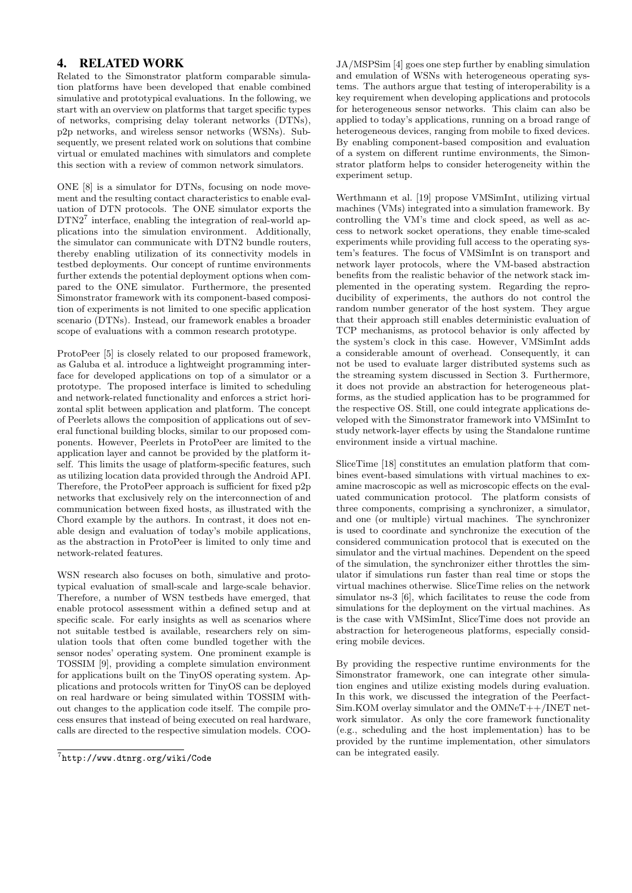## 4. RELATED WORK

Related to the Simonstrator platform comparable simulation platforms have been developed that enable combined simulative and prototypical evaluations. In the following, we start with an overview on platforms that target specific types of networks, comprising delay tolerant networks (DTNs), p2p networks, and wireless sensor networks (WSNs). Subsequently, we present related work on solutions that combine virtual or emulated machines with simulators and complete this section with a review of common network simulators.

ONE [8] is a simulator for DTNs, focusing on node movement and the resulting contact characteristics to enable evaluation of DTN protocols. The ONE simulator exports the DTN2[7] interface, enabling the integration of real-world applications into the simulation environment. Additionally, the simulator can communicate with DTN2 bundle routers, thereby enabling utilization of its connectivity models in testbed deployments. Our concept of runtime environments further extends the potential deployment options when compared to the ONE simulator. Furthermore, the presented Simonstrator framework with its component-based composition of experiments is not limited to one specific application scenario (DTNs). Instead, our framework enables a broader scope of evaluations with a common research prototype.

ProtoPeer [5] is closely related to our proposed framework, as Galuba et al. introduce a lightweight programming interface for developed applications on top of a simulator or a prototype. The proposed interface is limited to scheduling and network-related functionality and enforces a strict horizontal split between application and platform. The concept of Peerlets allows the composition of applications out of several functional building blocks, similar to our proposed components. However, Peerlets in ProtoPeer are limited to the application layer and cannot be provided by the platform itself. This limits the usage of platform-specific features, such as utilizing location data provided through the Android API. Therefore, the ProtoPeer approach is sufficient for fixed p2p networks that exclusively rely on the interconnection of and communication between fixed hosts, as illustrated with the Chord example by the authors. In contrast, it does not enable design and evaluation of today's mobile applications, as the abstraction in ProtoPeer is limited to only time and network-related features.

WSN research also focuses on both, simulative and prototypical evaluation of small-scale and large-scale behavior. Therefore, a number of WSN testbeds have emerged, that enable protocol assessment within a defined setup and at specific scale. For early insights as well as scenarios where not suitable testbed is available, researchers rely on simulation tools that often come bundled together with the sensor nodes' operating system. One prominent example is TOSSIM [9], providing a complete simulation environment for applications built on the TinyOS operating system. Applications and protocols written for TinyOS can be deployed on real hardware or being simulated within TOSSIM without changes to the application code itself. The compile process ensures that instead of being executed on real hardware, calls are directed to the respective simulation models. COOJA/MSPSim [4] goes one step further by enabling simulation and emulation of WSNs with heterogeneous operating systems. The authors argue that testing of interoperability is a key requirement when developing applications and protocols for heterogeneous sensor networks. This claim can also be applied to today's applications, running on a broad range of heterogeneous devices, ranging from mobile to fixed devices. By enabling component-based composition and evaluation of a system on different runtime environments, the Simonstrator platform helps to consider heterogeneity within the experiment setup.

Werthmann et al. [19] propose VMSimInt, utilizing virtual machines (VMs) integrated into a simulation framework. By controlling the VM's time and clock speed, as well as access to network socket operations, they enable time-scaled experiments while providing full access to the operating system's features. The focus of VMSimInt is on transport and network layer protocols, where the VM-based abstraction benefits from the realistic behavior of the network stack implemented in the operating system. Regarding the reproducibility of experiments, the authors do not control the random number generator of the host system. They argue that their approach still enables deterministic evaluation of TCP mechanisms, as protocol behavior is only affected by the system's clock in this case. However, VMSimInt adds a considerable amount of overhead. Consequently, it can not be used to evaluate larger distributed systems such as the streaming system discussed in Section 3. Furthermore, it does not provide an abstraction for heterogeneous platforms, as the studied application has to be programmed for the respective OS. Still, one could integrate applications developed with the Simonstrator framework into VMSimInt to study network-layer effects by using the Standalone runtime environment inside a virtual machine.

SliceTime [18] constitutes an emulation platform that combines event-based simulations with virtual machines to examine macroscopic as well as microscopic effects on the evaluated communication protocol. The platform consists of three components, comprising a synchronizer, a simulator, and one (or multiple) virtual machines. The synchronizer is used to coordinate and synchronize the execution of the considered communication protocol that is executed on the simulator and the virtual machines. Dependent on the speed of the simulation, the synchronizer either throttles the simulator if simulations run faster than real time or stops the virtual machines otherwise. SliceTime relies on the network simulator ns-3 [6], which facilitates to reuse the code from simulations for the deployment on the virtual machines. As is the case with VMSimInt, SliceTime does not provide an abstraction for heterogeneous platforms, especially considering mobile devices.

By providing the respective runtime environments for the Simonstrator framework, one can integrate other simulation engines and utilize existing models during evaluation. In this work, we discussed the integration of the PeerfactSim.KOM overlay simulator and the OMNeT++/INET network simulator. As only the core framework functionality (e.g., scheduling and the host implementation) has to be provided by the runtime implementation, other simulators can be integrated easily.

[7] http://www.dtnrg.org/wiki/Code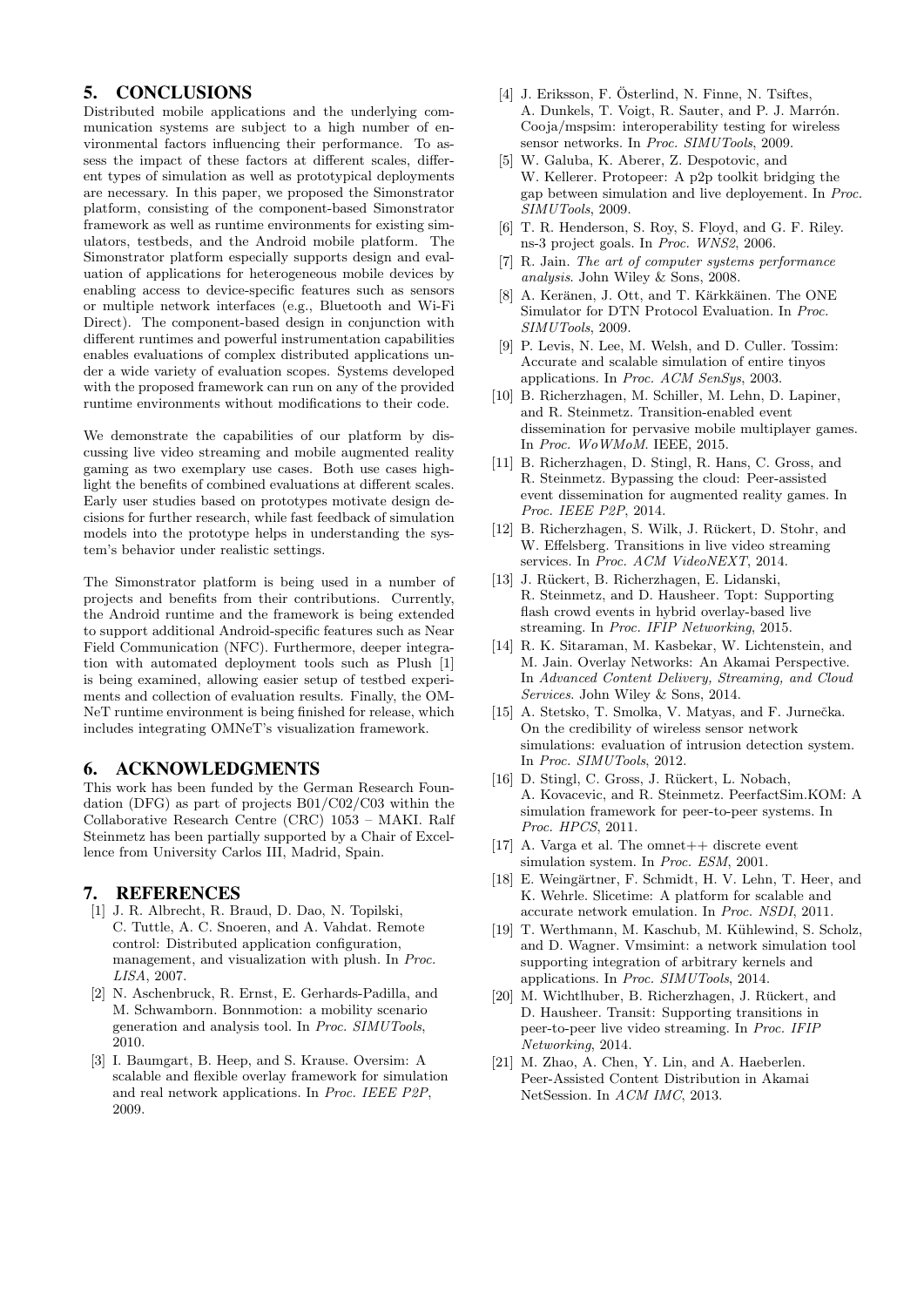## 5. CONCLUSIONS

Distributed mobile applications and the underlying communication systems are subject to a high number of environmental factors influencing their performance. To assess the impact of these factors at different scales, different types of simulation as well as prototypical deployments are necessary. In this paper, we proposed the Simonstrator platform, consisting of the component-based Simonstrator framework as well as runtime environments for existing simulators, testbeds, and the Android mobile platform. The Simonstrator platform especially supports design and evaluation of applications for heterogeneous mobile devices by enabling access to device-specific features such as sensors or multiple network interfaces (e.g., Bluetooth and Wi-Fi Direct). The component-based design in conjunction with different runtimes and powerful instrumentation capabilities enables evaluations of complex distributed applications under a wide variety of evaluation scopes. Systems developed with the proposed framework can run on any of the provided runtime environments without modifications to their code.

We demonstrate the capabilities of our platform by discussing live video streaming and mobile augmented reality gaming as two exemplary use cases. Both use cases highlight the benefits of combined evaluations at different scales. Early user studies based on prototypes motivate design decisions for further research, while fast feedback of simulation models into the prototype helps in understanding the system's behavior under realistic settings.

The Simonstrator platform is being used in a number of projects and benefits from their contributions. Currently, the Android runtime and the framework is being extended to support additional Android-specific features such as Near Field Communication (NFC). Furthermore, deeper integration with automated deployment tools such as Plush [1] is being examined, allowing easier setup of testbed experiments and collection of evaluation results. Finally, the OMNeT runtime environment is being finished for release, which includes integrating OMNeT's visualization framework.

## 6. ACKNOWLEDGMENTS

This work has been funded by the German Research Foundation (DFG) as part of projects B01/C02/C03 within the Collaborative Research Centre (CRC) 1053 – MAKI. Ralf Steinmetz has been partially supported by a Chair of Excellence from University Carlos III, Madrid, Spain.

## 7. REFERENCES

[1] J. R. Albrecht, R. Braud, D. Dao, N. Topilski, C. Tuttle, A. C. Snoeren, and A. Vahdat. Remote control: Distributed application configuration, management, and visualization with plush. In *Proc. LISA*, 2007.

[2] N. Aschenbruck, R. Ernst, E. Gerhards-Padilla, and M. Schwamborn. Bonnmotion: a mobility scenario generation and analysis tool. In *Proc. SIMUTools*, 2010.

[3] I. Baumgart, B. Heep, and S. Krause. Oversim: A scalable and flexible overlay framework for simulation and real network applications. In *Proc. IEEE P2P*, 2009.

[4] J. Eriksson, F. Österlind, N. Finne, N. Tsiftes, A. Dunkels, T. Voigt, R. Sauter, and P. J. Marrón. Cooja/mspsim: interoperability testing for wireless sensor networks. In *Proc. SIMUTools*, 2009.

[5] W. Galuba, K. Aberer, Z. Despotovic, and W. Kellerer. Protopeer: A p2p toolkit bridging the gap between simulation and live deployement. In *Proc. SIMUTools*, 2009.

[6] T. R. Henderson, S. Roy, S. Floyd, and G. F. Riley. ns-3 project goals. In *Proc. WNS2*, 2006.

[7] R. Jain. *The art of computer systems performance analysis*. John Wiley & Sons, 2008.

[8] A. Keränen, J. Ott, and T. Kärkkäinen. The ONE Simulator for DTN Protocol Evaluation. In *Proc. SIMUTools*, 2009.

[9] P. Levis, N. Lee, M. Welsh, and D. Culler. Tossim: Accurate and scalable simulation of entire tinyos applications. In *Proc. ACM SenSys*, 2003.

[10] B. Richerzhagen, M. Schiller, M. Lehn, D. Lapiner, and R. Steinmetz. Transition-enabled event dissemination for pervasive mobile multiplayer games. In *Proc. WoWMoM*. IEEE, 2015.

[11] B. Richerzhagen, D. Stingl, R. Hans, C. Gross, and R. Steinmetz. Bypassing the cloud: Peer-assisted event dissemination for augmented reality games. In *Proc. IEEE P2P*, 2014.

[12] B. Richerzhagen, S. Wilk, J. Rückert, D. Stohr, and W. Effelsberg. Transitions in live video streaming services. In *Proc. ACM VideoNEXT*, 2014.

[13] J. Rückert, B. Richerzhagen, E. Lidanski, R. Steinmetz, and D. Hausheer. Topt: Supporting flash crowd events in hybrid overlay-based live streaming. In *Proc. IFIP Networking*, 2015.

[14] R. K. Sitaraman, M. Kasbekar, W. Lichtenstein, and M. Jain. Overlay Networks: An Akamai Perspective. In *Advanced Content Delivery, Streaming, and Cloud Services*. John Wiley & Sons, 2014.

[15] A. Stetsko, T. Smolka, V. Matyas, and F. Jurnečka. On the credibility of wireless sensor network simulations: evaluation of intrusion detection system. In *Proc. SIMUTools*, 2012.

[16] D. Stingl, C. Gross, J. Rückert, L. Nobach, A. Kovacevic, and R. Steinmetz. PeerfactSim.KOM: A simulation framework for peer-to-peer systems. In *Proc. HPCS*, 2011.

[17] A. Varga et al. The omnet++ discrete event simulation system. In *Proc. ESM*, 2001.

[18] E. Weingärtner, F. Schmidt, H. V. Lehn, T. Heer, and K. Wehrle. Slicetime: A platform for scalable and accurate network emulation. In *Proc. NSDI*, 2011.

[19] T. Werthmann, M. Kaschub, M. Kühlewind, S. Scholz, and D. Wagner. Vmsimint: a network simulation tool supporting integration of arbitrary kernels and applications. In *Proc. SIMUTools*, 2014.

[20] M. Wichtlhuber, B. Richerzhagen, J. Rückert, and D. Hausheer. Transit: Supporting transitions in peer-to-peer live video streaming. In *Proc. IFIP Networking*, 2014.

[21] M. Zhao, A. Chen, Y. Lin, and A. Haeberlen. Peer-Assisted Content Distribution in Akamai NetSession. In *ACM IMC*, 2013.